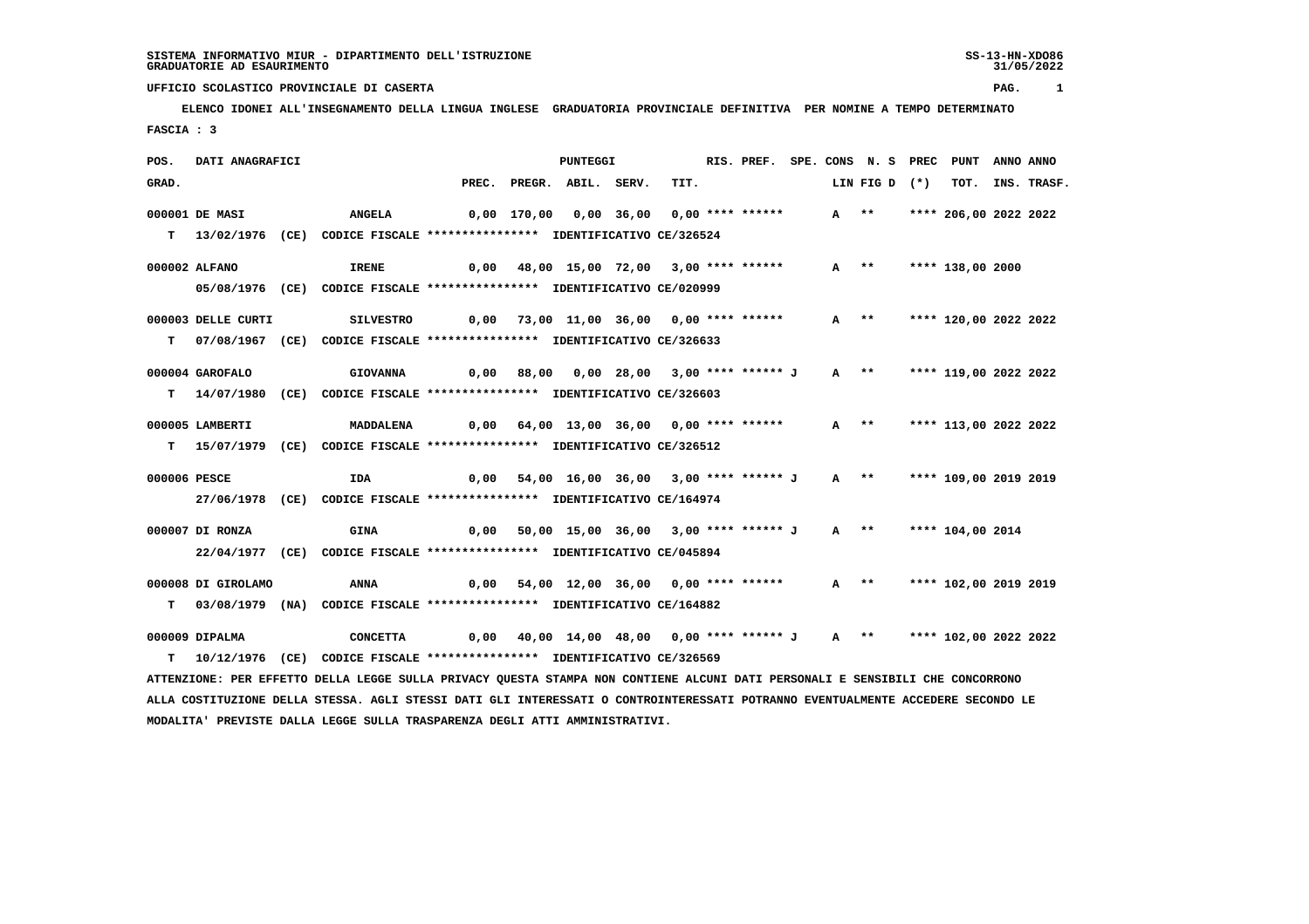SISTEMA INFORMATIVO MIUR - DIPARTIMENTO DELL'ISTRUZIONE
GRADUATORIE AD ESAURIMENTO

UFFICIO SCOLASTICO PROVINCIALE DI CASERTA

ELENCO IDONEI ALL'INSEGNAMENTO DELLA LINGUA INGLESE GRADUATORIA PROVINCIALE DEFINITIVA PER NOMINE A TEMPO DETERMINATO

FASCIA : 3

| POS. GRAD. | DATI ANAGRAFICI | | PREC. | PREGR. | ABIL. | SERV. | TIT. | RIS. PREF. | SPE. CONS LIN | N. S FIG D | PREC (*) | PUNT TOT. | ANNO INS. | ANNO TRASF. |
|---|---|---|---|---|---|---|---|---|---|---|---|---|---|---|
| 000001 | DE MASI | ANGELA | 0,00 | 170,00 | 0,00 | 36,00 | 0,00 | **** ****** | A | ** | **** | 206,00 | 2022 | 2022 |
| T | 13/02/1976 (CE) CODICE FISCALE **************** IDENTIFICATIVO CE/326524 | | | | | | | | | | | | | |
| 000002 | ALFANO | IRENE | 0,00 | 48,00 | 15,00 | 72,00 | 3,00 | **** ****** | A | ** | **** | 138,00 | 2000 | |
| | 05/08/1976 (CE) CODICE FISCALE **************** IDENTIFICATIVO CE/020999 | | | | | | | | | | | | | |
| 000003 | DELLE CURTI | SILVESTRO | 0,00 | 73,00 | 11,00 | 36,00 | 0,00 | **** ****** | A | ** | **** | 120,00 | 2022 | 2022 |
| T | 07/08/1967 (CE) CODICE FISCALE **************** IDENTIFICATIVO CE/326633 | | | | | | | | | | | | | |
| 000004 | GAROFALO | GIOVANNA | 0,00 | 88,00 | 0,00 | 28,00 | 3,00 | **** ****** J | A | ** | **** | 119,00 | 2022 | 2022 |
| T | 14/07/1980 (CE) CODICE FISCALE **************** IDENTIFICATIVO CE/326603 | | | | | | | | | | | | | |
| 000005 | LAMBERTI | MADDALENA | 0,00 | 64,00 | 13,00 | 36,00 | 0,00 | **** ****** | A | ** | **** | 113,00 | 2022 | 2022 |
| T | 15/07/1979 (CE) CODICE FISCALE **************** IDENTIFICATIVO CE/326512 | | | | | | | | | | | | | |
| 000006 | PESCE | IDA | 0,00 | 54,00 | 16,00 | 36,00 | 3,00 | **** ****** J | A | ** | **** | 109,00 | 2019 | 2019 |
| | 27/06/1978 (CE) CODICE FISCALE **************** IDENTIFICATIVO CE/164974 | | | | | | | | | | | | | |
| 000007 | DI RONZA | GINA | 0,00 | 50,00 | 15,00 | 36,00 | 3,00 | **** ****** J | A | ** | **** | 104,00 | 2014 | |
| | 22/04/1977 (CE) CODICE FISCALE **************** IDENTIFICATIVO CE/045894 | | | | | | | | | | | | | |
| 000008 | DI GIROLAMO | ANNA | 0,00 | 54,00 | 12,00 | 36,00 | 0,00 | **** ****** | A | ** | **** | 102,00 | 2019 | 2019 |
| T | 03/08/1979 (NA) CODICE FISCALE **************** IDENTIFICATIVO CE/164882 | | | | | | | | | | | | | |
| 000009 | DIPALMA | CONCETTA | 0,00 | 40,00 | 14,00 | 48,00 | 0,00 | **** ****** J | A | ** | **** | 102,00 | 2022 | 2022 |
| T | 10/12/1976 (CE) CODICE FISCALE **************** IDENTIFICATIVO CE/326569 | | | | | | | | | | | | | |

ATTENZIONE: PER EFFETTO DELLA LEGGE SULLA PRIVACY QUESTA STAMPA NON CONTIENE ALCUNI DATI PERSONALI E SENSIBILI CHE CONCORRONO ALLA COSTITUZIONE DELLA STESSA. AGLI STESSI DATI GLI INTERESSATI O CONTROINTERESSATI POTRANNO EVENTUALMENTE ACCEDERE SECONDO LE MODALITA' PREVISTE DALLA LEGGE SULLA TRASPARENZA DEGLI ATTI AMMINISTRATIVI.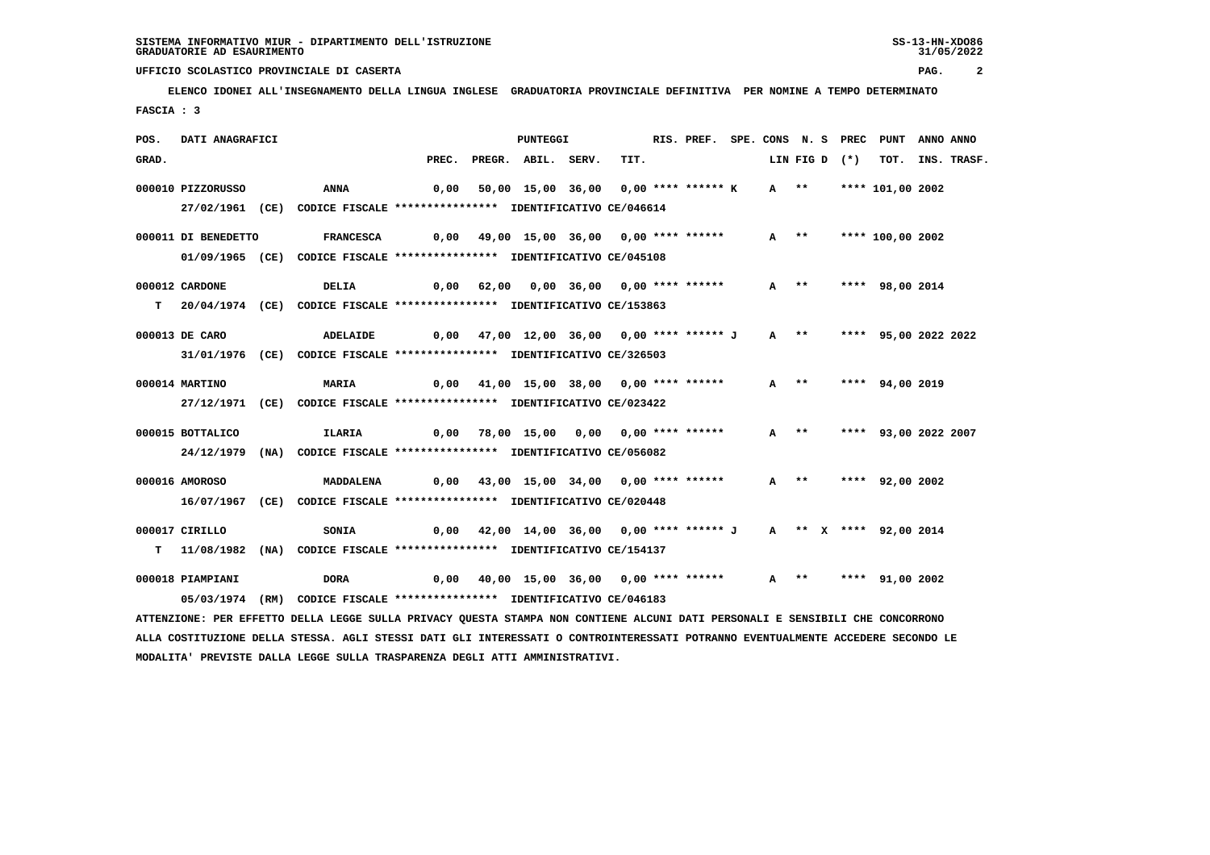SISTEMA INFORMATIVO MIUR - DIPARTIMENTO DELL'ISTRUZIONE
GRADUATORIE AD ESAURIMENTO

UFFICIO SCOLASTICO PROVINCIALE DI CASERTA

ELENCO IDONEI ALL'INSEGNAMENTO DELLA LINGUA INGLESE GRADUATORIA PROVINCIALE DEFINITIVA PER NOMINE A TEMPO DETERMINATO

FASCIA : 3

| POS. GRAD. | DATI ANAGRAFICI | | PREC. | PREGR. | ABIL. | SERV. | TIT. | RIS. PREF. | SPE. CONS | LIN | FIG D | N. S (*) | PREC | PUNT TOT. | ANNO INS. | ANNO TRASF. |
|---|---|---|---|---|---|---|---|---|---|---|---|---|---|---|---|---|
| 000010 | PIZZORUSSO | ANNA | 0,00 | 50,00 | 15,00 | 36,00 | 0,00 | **** ****** K | | A | ** | | **** | 101,00 | 2002 | |
| | 27/02/1961 (CE) CODICE FISCALE **************** IDENTIFICATIVO CE/046614 | | | | | | | | | | | | | | | |
| 000011 | DI BENEDETTO | FRANCESCA | 0,00 | 49,00 | 15,00 | 36,00 | 0,00 | **** ****** | | A | ** | | **** | 100,00 | 2002 | |
| | 01/09/1965 (CE) CODICE FISCALE **************** IDENTIFICATIVO CE/045108 | | | | | | | | | | | | | | | |
| 000012 | CARDONE | DELIA | 0,00 | 62,00 | 0,00 | 36,00 | 0,00 | **** ****** | | A | ** | | **** | 98,00 | 2014 | |
| T | 20/04/1974 (CE) CODICE FISCALE **************** IDENTIFICATIVO CE/153863 | | | | | | | | | | | | | | | |
| 000013 | DE CARO | ADELAIDE | 0,00 | 47,00 | 12,00 | 36,00 | 0,00 | **** ****** J | | A | ** | | **** | 95,00 | 2022 | 2022 |
| | 31/01/1976 (CE) CODICE FISCALE **************** IDENTIFICATIVO CE/326503 | | | | | | | | | | | | | | | |
| 000014 | MARTINO | MARIA | 0,00 | 41,00 | 15,00 | 38,00 | 0,00 | **** ****** | | A | ** | | **** | 94,00 | 2019 | |
| | 27/12/1971 (CE) CODICE FISCALE **************** IDENTIFICATIVO CE/023422 | | | | | | | | | | | | | | | |
| 000015 | BOTTALICO | ILARIA | 0,00 | 78,00 | 15,00 | 0,00 | 0,00 | **** ****** | | A | ** | | **** | 93,00 | 2022 | 2007 |
| | 24/12/1979 (NA) CODICE FISCALE **************** IDENTIFICATIVO CE/056082 | | | | | | | | | | | | | | | |
| 000016 | AMOROSO | MADDALENA | 0,00 | 43,00 | 15,00 | 34,00 | 0,00 | **** ****** | | A | ** | | **** | 92,00 | 2002 | |
| | 16/07/1967 (CE) CODICE FISCALE **************** IDENTIFICATIVO CE/020448 | | | | | | | | | | | | | | | |
| 000017 | CIRILLO | SONIA | 0,00 | 42,00 | 14,00 | 36,00 | 0,00 | **** ****** J | | A | ** | X | **** | 92,00 | 2014 | |
| T | 11/08/1982 (NA) CODICE FISCALE **************** IDENTIFICATIVO CE/154137 | | | | | | | | | | | | | | | |
| 000018 | PIAMPIANI | DORA | 0,00 | 40,00 | 15,00 | 36,00 | 0,00 | **** ****** | | A | ** | | **** | 91,00 | 2002 | |
| | 05/03/1974 (RM) CODICE FISCALE **************** IDENTIFICATIVO CE/046183 | | | | | | | | | | | | | | | |

ATTENZIONE: PER EFFETTO DELLA LEGGE SULLA PRIVACY QUESTA STAMPA NON CONTIENE ALCUNI DATI PERSONALI E SENSIBILI CHE CONCORRONO ALLA COSTITUZIONE DELLA STESSA. AGLI STESSI DATI GLI INTERESSATI O CONTROINTERESSATI POTRANNO EVENTUALMENTE ACCEDERE SECONDO LE MODALITA' PREVISTE DALLA LEGGE SULLA TRASPARENZA DEGLI ATTI AMMINISTRATIVI.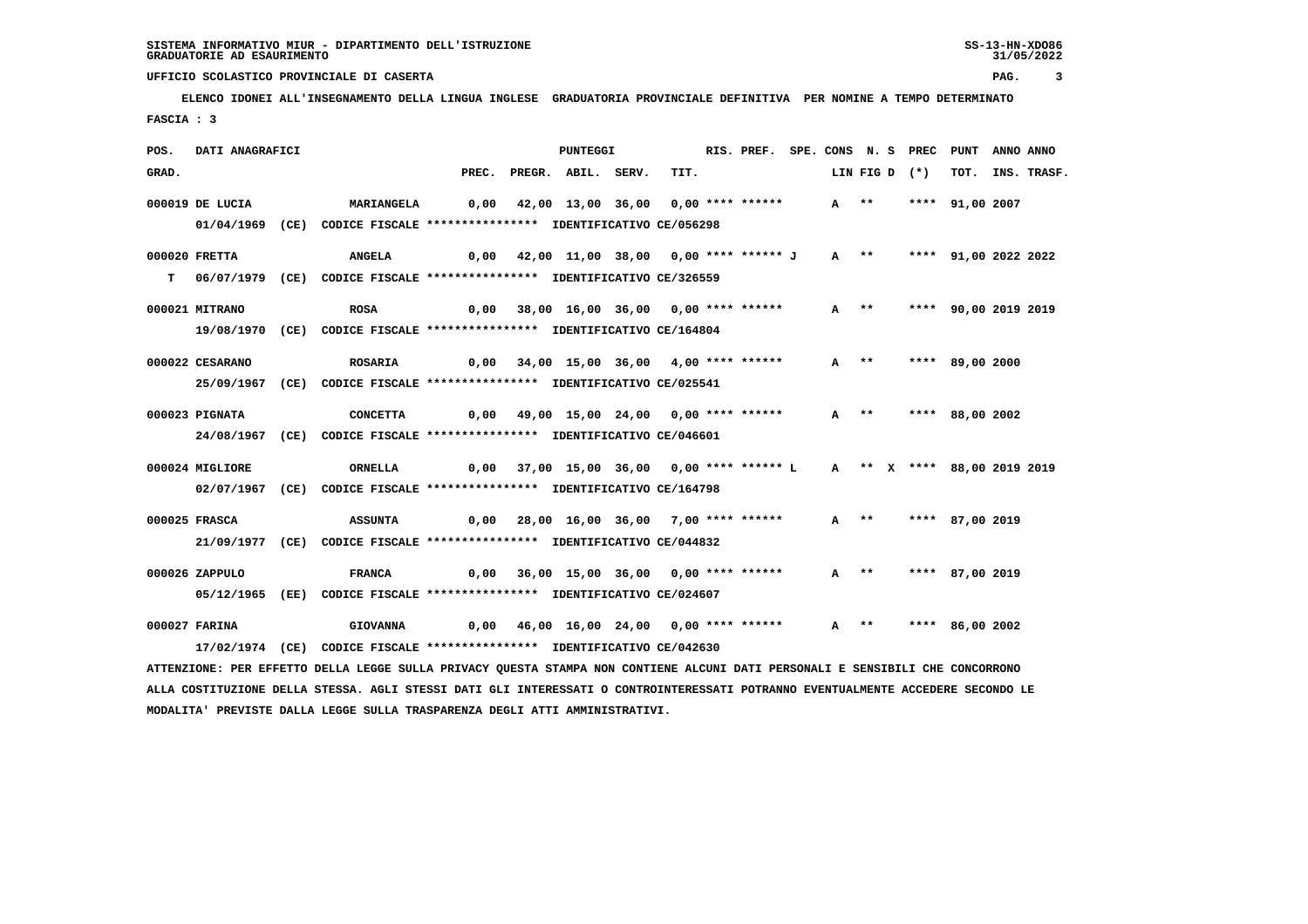SISTEMA INFORMATIVO MIUR - DIPARTIMENTO DELL'ISTRUZIONE
GRADUATORIE AD ESAURIMENTO

UFFICIO SCOLASTICO PROVINCIALE DI CASERTA

**ELENCO IDONEI ALL'INSEGNAMENTO DELLA LINGUA INGLESE GRADUATORIA PROVINCIALE DEFINITIVA PER NOMINE A TEMPO DETERMINATO**

**FASCIA : 3**

| POS. GRAD. | DATI ANAGRAFICI | | PREC. | PREGR. | ABIL. | SERV. | TIT. | RIS. PREF. | SPE. CONS | LIN | N. S FIG D | PREC (*) | PUNT TOT. | ANNO INS. | ANNO TRASF. |
|---|---|---|---|---|---|---|---|---|---|---|---|---|---|---|---|
| 000019 | DE LUCIA | MARIANGELA | 0,00 | 42,00 | 13,00 | 36,00 | 0,00 | **** ****** | | A | ** | **** | 91,00 | 2007 | |
| | 01/04/1969 (CE) CODICE FISCALE **************** IDENTIFICATIVO CE/056298 | | | | | | | | | | | | | | |
| 000020 | FRETTA | ANGELA | 0,00 | 42,00 | 11,00 | 38,00 | 0,00 | **** ****** J | | A | ** | **** | 91,00 | 2022 | 2022 |
| T | 06/07/1979 (CE) CODICE FISCALE **************** IDENTIFICATIVO CE/326559 | | | | | | | | | | | | | | |
| 000021 | MITRANO | ROSA | 0,00 | 38,00 | 16,00 | 36,00 | 0,00 | **** ****** | | A | ** | **** | 90,00 | 2019 | 2019 |
| | 19/08/1970 (CE) CODICE FISCALE **************** IDENTIFICATIVO CE/164804 | | | | | | | | | | | | | | |
| 000022 | CESARANO | ROSARIA | 0,00 | 34,00 | 15,00 | 36,00 | 4,00 | **** ****** | | A | ** | **** | 89,00 | 2000 | |
| | 25/09/1967 (CE) CODICE FISCALE **************** IDENTIFICATIVO CE/025541 | | | | | | | | | | | | | | |
| 000023 | PIGNATA | CONCETTA | 0,00 | 49,00 | 15,00 | 24,00 | 0,00 | **** ****** | | A | ** | **** | 88,00 | 2002 | |
| | 24/08/1967 (CE) CODICE FISCALE **************** IDENTIFICATIVO CE/046601 | | | | | | | | | | | | | | |
| 000024 | MIGLIORE | ORNELLA | 0,00 | 37,00 | 15,00 | 36,00 | 0,00 | **** ****** L | | A | ** X | **** | 88,00 | 2019 | 2019 |
| | 02/07/1967 (CE) CODICE FISCALE **************** IDENTIFICATIVO CE/164798 | | | | | | | | | | | | | | |
| 000025 | FRASCA | ASSUNTA | 0,00 | 28,00 | 16,00 | 36,00 | 7,00 | **** ****** | | A | ** | **** | 87,00 | 2019 | |
| | 21/09/1977 (CE) CODICE FISCALE **************** IDENTIFICATIVO CE/044832 | | | | | | | | | | | | | | |
| 000026 | ZAPPULO | FRANCA | 0,00 | 36,00 | 15,00 | 36,00 | 0,00 | **** ****** | | A | ** | **** | 87,00 | 2019 | |
| | 05/12/1965 (EE) CODICE FISCALE **************** IDENTIFICATIVO CE/024607 | | | | | | | | | | | | | | |
| 000027 | FARINA | GIOVANNA | 0,00 | 46,00 | 16,00 | 24,00 | 0,00 | **** ****** | | A | ** | **** | 86,00 | 2002 | |
| | 17/02/1974 (CE) CODICE FISCALE **************** IDENTIFICATIVO CE/042630 | | | | | | | | | | | | | | |

ATTENZIONE: PER EFFETTO DELLA LEGGE SULLA PRIVACY QUESTA STAMPA NON CONTIENE ALCUNI DATI PERSONALI E SENSIBILI CHE CONCORRONO ALLA COSTITUZIONE DELLA STESSA. AGLI STESSI DATI GLI INTERESSATI O CONTROINTERESSATI POTRANNO EVENTUALMENTE ACCEDERE SECONDO LE MODALITA' PREVISTE DALLA LEGGE SULLA TRASPARENZA DEGLI ATTI AMMINISTRATIVI.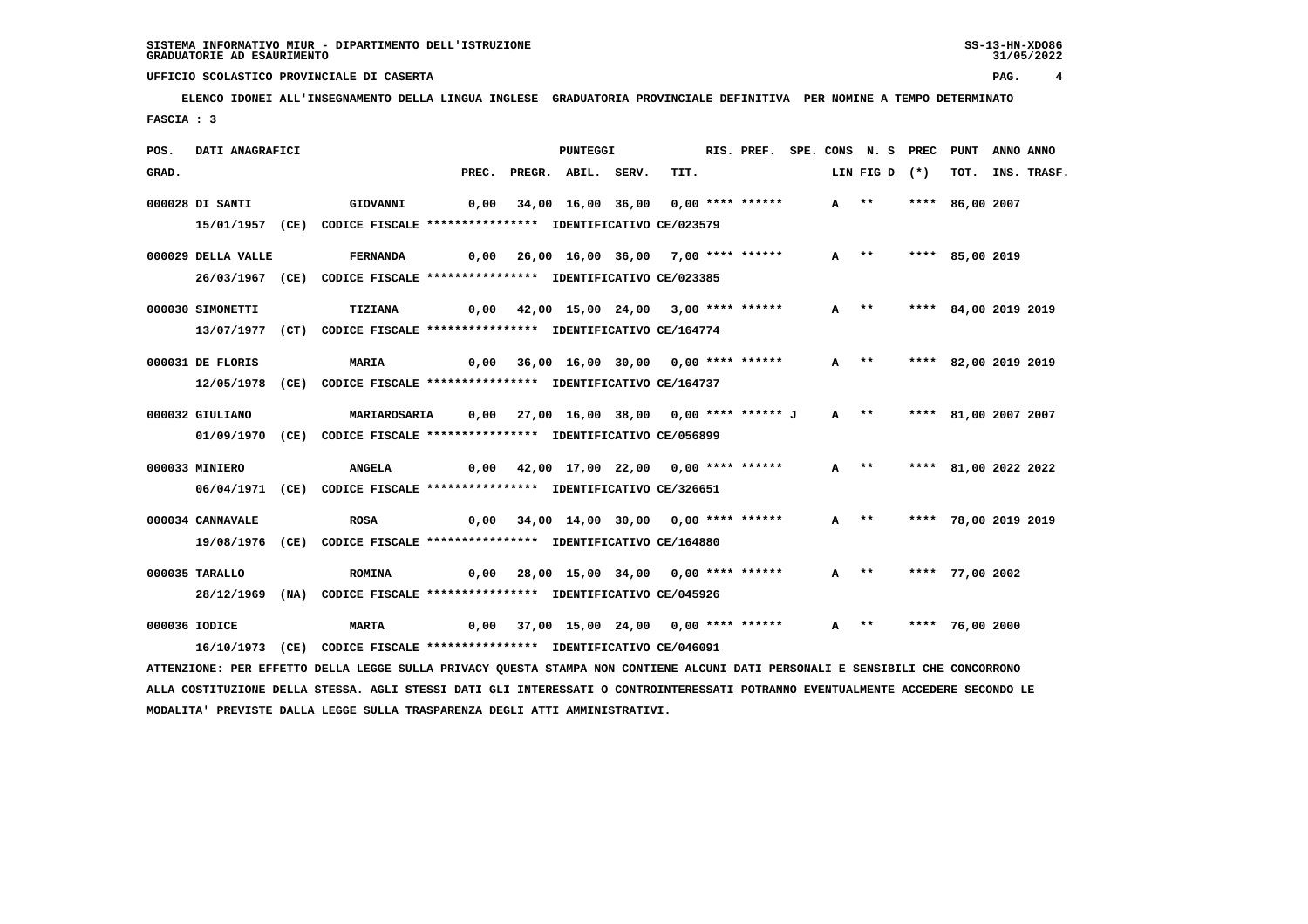**UFFICIO SCOLASTICO PROVINCIALE DI CASERTA**

**ELENCO IDONEI ALL'INSEGNAMENTO DELLA LINGUA INGLESE GRADUATORIA PROVINCIALE DEFINITIVA PER NOMINE A TEMPO DETERMINATO**

**FASCIA : 3**

| POS. GRAD. | DATI ANAGRAFICI | | PREC. | PREGR. | ABIL. | SERV. | TIT. | RIS. PREF. | SPE. CONS | N. S LIN FIG D | PREC (*) | PUNT TOT. | ANNO INS. | ANNO TRASF. |
|---|---|---|---|---|---|---|---|---|---|---|---|---|---|---|
| 000028 | DI SANTI 15/01/1957 (CE) CODICE FISCALE **************** IDENTIFICATIVO CE/023579 | GIOVANNI | 0,00 | 34,00 | 16,00 | 36,00 | 0,00 | **** ****** | | A ** | **** | 86,00 | 2007 | |
| 000029 | DELLA VALLE 26/03/1967 (CE) CODICE FISCALE **************** IDENTIFICATIVO CE/023385 | FERNANDA | 0,00 | 26,00 | 16,00 | 36,00 | 7,00 | **** ****** | | A ** | **** | 85,00 | 2019 | |
| 000030 | SIMONETTI 13/07/1977 (CT) CODICE FISCALE **************** IDENTIFICATIVO CE/164774 | TIZIANA | 0,00 | 42,00 | 15,00 | 24,00 | 3,00 | **** ****** | | A ** | **** | 84,00 | 2019 | 2019 |
| 000031 | DE FLORIS 12/05/1978 (CE) CODICE FISCALE **************** IDENTIFICATIVO CE/164737 | MARIA | 0,00 | 36,00 | 16,00 | 30,00 | 0,00 | **** ****** | | A ** | **** | 82,00 | 2019 | 2019 |
| 000032 | GIULIANO 01/09/1970 (CE) CODICE FISCALE **************** IDENTIFICATIVO CE/056899 | MARIAROSARIA | 0,00 | 27,00 | 16,00 | 38,00 | 0,00 | **** ****** J | | A ** | **** | 81,00 | 2007 | 2007 |
| 000033 | MINIERO 06/04/1971 (CE) CODICE FISCALE **************** IDENTIFICATIVO CE/326651 | ANGELA | 0,00 | 42,00 | 17,00 | 22,00 | 0,00 | **** ****** | | A ** | **** | 81,00 | 2022 | 2022 |
| 000034 | CANNAVALE 19/08/1976 (CE) CODICE FISCALE **************** IDENTIFICATIVO CE/164880 | ROSA | 0,00 | 34,00 | 14,00 | 30,00 | 0,00 | **** ****** | | A ** | **** | 78,00 | 2019 | 2019 |
| 000035 | TARALLO 28/12/1969 (NA) CODICE FISCALE **************** IDENTIFICATIVO CE/045926 | ROMINA | 0,00 | 28,00 | 15,00 | 34,00 | 0,00 | **** ****** | | A ** | **** | 77,00 | 2002 | |
| 000036 | IODICE 16/10/1973 (CE) CODICE FISCALE **************** IDENTIFICATIVO CE/046091 | MARTA | 0,00 | 37,00 | 15,00 | 24,00 | 0,00 | **** ****** | | A ** | **** | 76,00 | 2000 | |

ATTENZIONE: PER EFFETTO DELLA LEGGE SULLA PRIVACY QUESTA STAMPA NON CONTIENE ALCUNI DATI PERSONALI E SENSIBILI CHE CONCORRONO ALLA COSTITUZIONE DELLA STESSA. AGLI STESSI DATI GLI INTERESSATI O CONTROINTERESSATI POTRANNO EVENTUALMENTE ACCEDERE SECONDO LE MODALITA' PREVISTE DALLA LEGGE SULLA TRASPARENZA DEGLI ATTI AMMINISTRATIVI.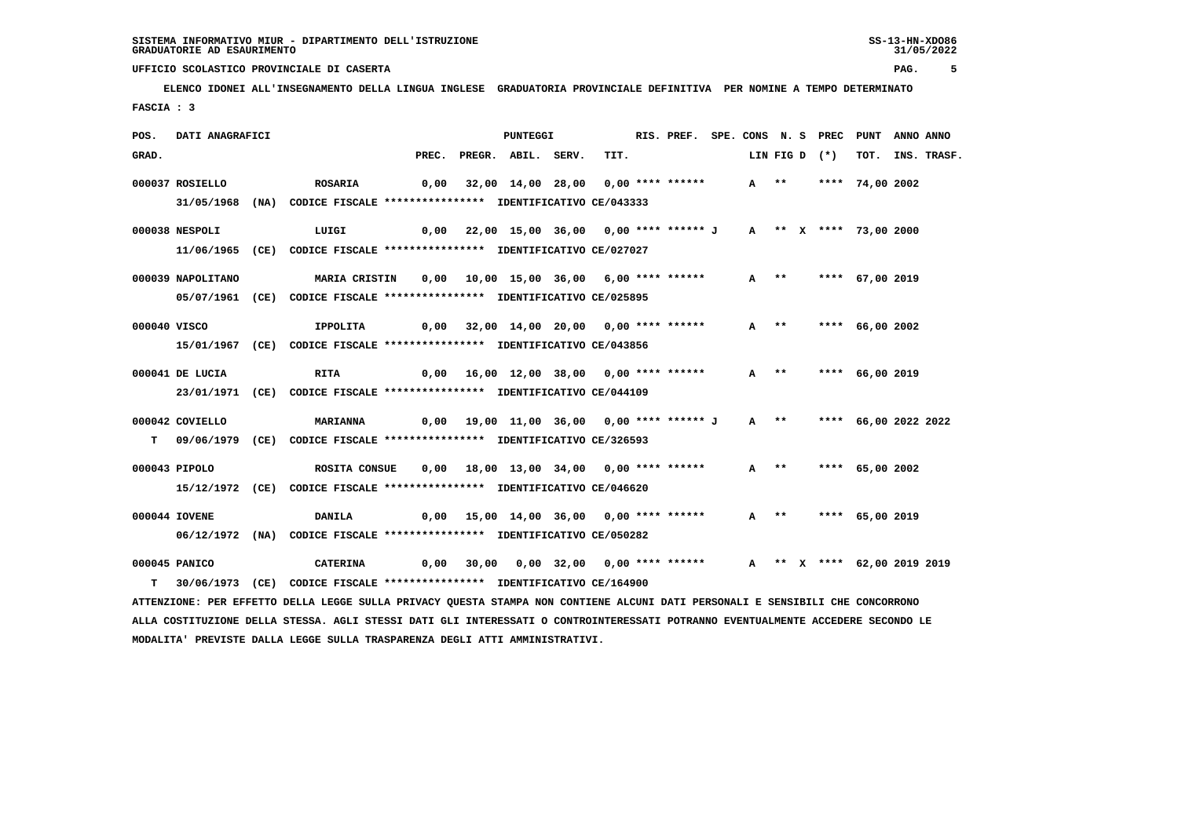SISTEMA INFORMATIVO MIUR - DIPARTIMENTO DELL'ISTRUZIONE
GRADUATORIE AD ESAURIMENTO

UFFICIO SCOLASTICO PROVINCIALE DI CASERTA

**ELENCO IDONEI ALL'INSEGNAMENTO DELLA LINGUA INGLESE GRADUATORIA PROVINCIALE DEFINITIVA PER NOMINE A TEMPO DETERMINATO**

FASCIA : 3

| POS. GRAD. | DATI ANAGRAFICI | | PREC. | PREGR. | ABIL. | SERV. | TIT. | RIS. PREF. | SPE. CONS | LIN | FIG D | N. S | PREC (*) | PUNT TOT. | ANNO INS. | ANNO TRASF. |
|---|---|---|---|---|---|---|---|---|---|---|---|---|---|---|---|---|
| 000037 | ROSIELLO | ROSARIA | 0,00 | 32,00 | 14,00 | 28,00 | 0,00 | **** ****** | | A | ** | | **** | 74,00 | 2002 | |
| | 31/05/1968 (NA) | CODICE FISCALE **************** IDENTIFICATIVO CE/043333 | | | | | | | | | | | | | | |
| 000038 | NESPOLI | LUIGI | 0,00 | 22,00 | 15,00 | 36,00 | 0,00 | **** ****** J | | A | ** | X | **** | 73,00 | 2000 | |
| | 11/06/1965 (CE) | CODICE FISCALE **************** IDENTIFICATIVO CE/027027 | | | | | | | | | | | | | | |
| 000039 | NAPOLITANO | MARIA CRISTIN | 0,00 | 10,00 | 15,00 | 36,00 | 6,00 | **** ****** | | A | ** | | **** | 67,00 | 2019 | |
| | 05/07/1961 (CE) | CODICE FISCALE **************** IDENTIFICATIVO CE/025895 | | | | | | | | | | | | | | |
| 000040 | VISCO | IPPOLITA | 0,00 | 32,00 | 14,00 | 20,00 | 0,00 | **** ****** | | A | ** | | **** | 66,00 | 2002 | |
| | 15/01/1967 (CE) | CODICE FISCALE **************** IDENTIFICATIVO CE/043856 | | | | | | | | | | | | | | |
| 000041 | DE LUCIA | RITA | 0,00 | 16,00 | 12,00 | 38,00 | 0,00 | **** ****** | | A | ** | | **** | 66,00 | 2019 | |
| | 23/01/1971 (CE) | CODICE FISCALE **************** IDENTIFICATIVO CE/044109 | | | | | | | | | | | | | | |
| 000042 | COVIELLO | MARIANNA | 0,00 | 19,00 | 11,00 | 36,00 | 0,00 | **** ****** J | | A | ** | | **** | 66,00 | 2022 | 2022 |
| T | 09/06/1979 (CE) | CODICE FISCALE **************** IDENTIFICATIVO CE/326593 | | | | | | | | | | | | | | |
| 000043 | PIPOLO | ROSITA CONSUE | 0,00 | 18,00 | 13,00 | 34,00 | 0,00 | **** ****** | | A | ** | | **** | 65,00 | 2002 | |
| | 15/12/1972 (CE) | CODICE FISCALE **************** IDENTIFICATIVO CE/046620 | | | | | | | | | | | | | | |
| 000044 | IOVENE | DANILA | 0,00 | 15,00 | 14,00 | 36,00 | 0,00 | **** ****** | | A | ** | | **** | 65,00 | 2019 | |
| | 06/12/1972 (NA) | CODICE FISCALE **************** IDENTIFICATIVO CE/050282 | | | | | | | | | | | | | | |
| 000045 | PANICO | CATERINA | 0,00 | 30,00 | 0,00 | 32,00 | 0,00 | **** ****** | | A | ** | X | **** | 62,00 | 2019 | 2019 |
| T | 30/06/1973 (CE) | CODICE FISCALE **************** IDENTIFICATIVO CE/164900 | | | | | | | | | | | | | | |

ATTENZIONE: PER EFFETTO DELLA LEGGE SULLA PRIVACY QUESTA STAMPA NON CONTIENE ALCUNI DATI PERSONALI E SENSIBILI CHE CONCORRONO ALLA COSTITUZIONE DELLA STESSA. AGLI STESSI DATI GLI INTERESSATI O CONTROINTERESSATI POTRANNO EVENTUALMENTE ACCEDERE SECONDO LE MODALITA' PREVISTE DALLA LEGGE SULLA TRASPARENZA DEGLI ATTI AMMINISTRATIVI.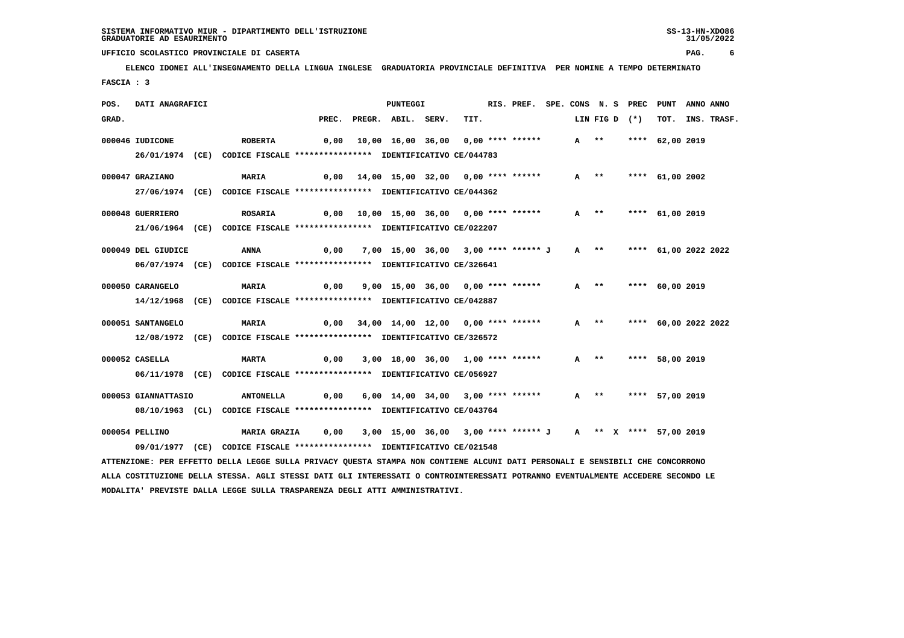SISTEMA INFORMATIVO MIUR - DIPARTIMENTO DELL'ISTRUZIONE
GRADUATORIE AD ESAURIMENTO

UFFICIO SCOLASTICO PROVINCIALE DI CASERTA

**ELENCO IDONEI ALL'INSEGNAMENTO DELLA LINGUA INGLESE GRADUATORIA PROVINCIALE DEFINITIVA PER NOMINE A TEMPO DETERMINATO**

FASCIA : 3

| POS. GRAD. | DATI ANAGRAFICI | | PREC. | PREGR. | ABIL. | SERV. | TIT. | RIS. PREF. | SPE. CONS | LIN | FIG D | N. S | PREC (*) | PUNT TOT. | ANNO INS. | ANNO TRASF. |
|---|---|---|---|---|---|---|---|---|---|---|---|---|---|---|---|---|
| 000046 | IUDICONE | ROBERTA | 0,00 | 10,00 | 16,00 | 36,00 | 0,00 | **** ****** | | A | ** | | **** | 62,00 | 2019 | |
| | 26/01/1974 (CE) CODICE FISCALE **************** IDENTIFICATIVO CE/044783 | | | | | | | | | | | | | | | |
| 000047 | GRAZIANO | MARIA | 0,00 | 14,00 | 15,00 | 32,00 | 0,00 | **** ****** | | A | ** | | **** | 61,00 | 2002 | |
| | 27/06/1974 (CE) CODICE FISCALE **************** IDENTIFICATIVO CE/044362 | | | | | | | | | | | | | | | |
| 000048 | GUERRIERO | ROSARIA | 0,00 | 10,00 | 15,00 | 36,00 | 0,00 | **** ****** | | A | ** | | **** | 61,00 | 2019 | |
| | 21/06/1964 (CE) CODICE FISCALE **************** IDENTIFICATIVO CE/022207 | | | | | | | | | | | | | | | |
| 000049 | DEL GIUDICE | ANNA | 0,00 | 7,00 | 15,00 | 36,00 | 3,00 | **** ****** J | | A | ** | | **** | 61,00 | 2022 | 2022 |
| | 06/07/1974 (CE) CODICE FISCALE **************** IDENTIFICATIVO CE/326641 | | | | | | | | | | | | | | | |
| 000050 | CARANGELO | MARIA | 0,00 | 9,00 | 15,00 | 36,00 | 0,00 | **** ****** | | A | ** | | **** | 60,00 | 2019 | |
| | 14/12/1968 (CE) CODICE FISCALE **************** IDENTIFICATIVO CE/042887 | | | | | | | | | | | | | | | |
| 000051 | SANTANGELO | MARIA | 0,00 | 34,00 | 14,00 | 12,00 | 0,00 | **** ****** | | A | ** | | **** | 60,00 | 2022 | 2022 |
| | 12/08/1972 (CE) CODICE FISCALE **************** IDENTIFICATIVO CE/326572 | | | | | | | | | | | | | | | |
| 000052 | CASELLA | MARTA | 0,00 | 3,00 | 18,00 | 36,00 | 1,00 | **** ****** | | A | ** | | **** | 58,00 | 2019 | |
| | 06/11/1978 (CE) CODICE FISCALE **************** IDENTIFICATIVO CE/056927 | | | | | | | | | | | | | | | |
| 000053 | GIANNATTASIO | ANTONELLA | 0,00 | 6,00 | 14,00 | 34,00 | 3,00 | **** ****** | | A | ** | | **** | 57,00 | 2019 | |
| | 08/10/1963 (CL) CODICE FISCALE **************** IDENTIFICATIVO CE/043764 | | | | | | | | | | | | | | | |
| 000054 | PELLINO | MARIA GRAZIA | 0,00 | 3,00 | 15,00 | 36,00 | 3,00 | **** ****** J | | A | ** | X | **** | 57,00 | 2019 | |
| | 09/01/1977 (CE) CODICE FISCALE **************** IDENTIFICATIVO CE/021548 | | | | | | | | | | | | | | | |

ATTENZIONE: PER EFFETTO DELLA LEGGE SULLA PRIVACY QUESTA STAMPA NON CONTIENE ALCUNI DATI PERSONALI E SENSIBILI CHE CONCORRONO ALLA COSTITUZIONE DELLA STESSA. AGLI STESSI DATI GLI INTERESSATI O CONTROINTERESSATI POTRANNO EVENTUALMENTE ACCEDERE SECONDO LE MODALITA' PREVISTE DALLA LEGGE SULLA TRASPARENZA DEGLI ATTI AMMINISTRATIVI.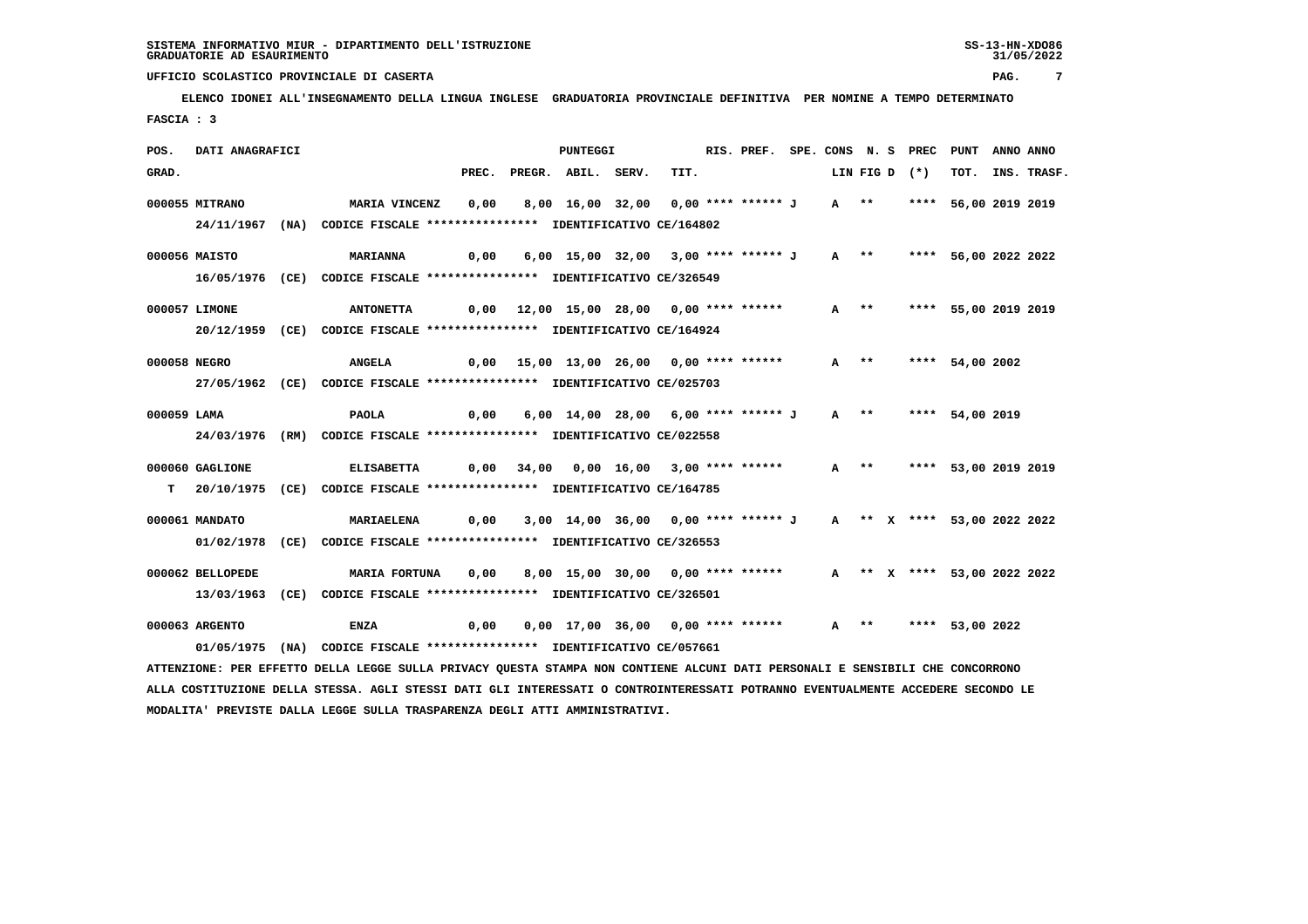SISTEMA INFORMATIVO MIUR - DIPARTIMENTO DELL'ISTRUZIONE
GRADUATORIE AD ESAURIMENTO

UFFICIO SCOLASTICO PROVINCIALE DI CASERTA

**ELENCO IDONEI ALL'INSEGNAMENTO DELLA LINGUA INGLESE GRADUATORIA PROVINCIALE DEFINITIVA PER NOMINE A TEMPO DETERMINATO**

FASCIA : 3

| POS. GRAD. | DATI ANAGRAFICI | | PUNTEGGI PREC. | PREGR. | ABIL. | SERV. | TIT. | RIS. PREF. | SPE. CONS | N. S LIN | FIG D | PREC (*) | PUNT TOT. | ANNO INS. | ANNO TRASF. |
|---|---|---|---|---|---|---|---|---|---|---|---|---|---|---|---|
| 000055 | MITRANO 24/11/1967 (NA) CODICE FISCALE **************** IDENTIFICATIVO CE/164802 | MARIA VINCENZ | 0,00 | 8,00 | 16,00 | 32,00 | 0,00 | **** ****** J | | A | ** | **** | 56,00 | 2019 | 2019 |
| 000056 | MAISTO 16/05/1976 (CE) CODICE FISCALE **************** IDENTIFICATIVO CE/326549 | MARIANNA | 0,00 | 6,00 | 15,00 | 32,00 | 3,00 | **** ****** J | | A | ** | **** | 56,00 | 2022 | 2022 |
| 000057 | LIMONE 20/12/1959 (CE) CODICE FISCALE **************** IDENTIFICATIVO CE/164924 | ANTONETTA | 0,00 | 12,00 | 15,00 | 28,00 | 0,00 | **** ****** | | A | ** | **** | 55,00 | 2019 | 2019 |
| 000058 | NEGRO 27/05/1962 (CE) CODICE FISCALE **************** IDENTIFICATIVO CE/025703 | ANGELA | 0,00 | 15,00 | 13,00 | 26,00 | 0,00 | **** ****** | | A | ** | **** | 54,00 | 2002 | |
| 000059 | LAMA 24/03/1976 (RM) CODICE FISCALE **************** IDENTIFICATIVO CE/022558 | PAOLA | 0,00 | 6,00 | 14,00 | 28,00 | 6,00 | **** ****** J | | A | ** | **** | 54,00 | 2019 | |
| 000060 | GAGLIONE T 20/10/1975 (CE) CODICE FISCALE **************** IDENTIFICATIVO CE/164785 | ELISABETTA | 0,00 | 34,00 | 0,00 | 16,00 | 3,00 | **** ****** | | A | ** | **** | 53,00 | 2019 | 2019 |
| 000061 | MANDATO 01/02/1978 (CE) CODICE FISCALE **************** IDENTIFICATIVO CE/326553 | MARIAELENA | 0,00 | 3,00 | 14,00 | 36,00 | 0,00 | **** ****** J | | A | ** X | **** | 53,00 | 2022 | 2022 |
| 000062 | BELLOPEDE 13/03/1963 (CE) CODICE FISCALE **************** IDENTIFICATIVO CE/326501 | MARIA FORTUNA | 0,00 | 8,00 | 15,00 | 30,00 | 0,00 | **** ****** | | A | ** X | **** | 53,00 | 2022 | 2022 |
| 000063 | ARGENTO 01/05/1975 (NA) CODICE FISCALE **************** IDENTIFICATIVO CE/057661 | ENZA | 0,00 | 0,00 | 17,00 | 36,00 | 0,00 | **** ****** | | A | ** | **** | 53,00 | 2022 | |

ATTENZIONE: PER EFFETTO DELLA LEGGE SULLA PRIVACY QUESTA STAMPA NON CONTIENE ALCUNI DATI PERSONALI E SENSIBILI CHE CONCORRONO ALLA COSTITUZIONE DELLA STESSA. AGLI STESSI DATI GLI INTERESSATI O CONTROINTERESSATI POTRANNO EVENTUALMENTE ACCEDERE SECONDO LE MODALITA' PREVISTE DALLA LEGGE SULLA TRASPARENZA DEGLI ATTI AMMINISTRATIVI.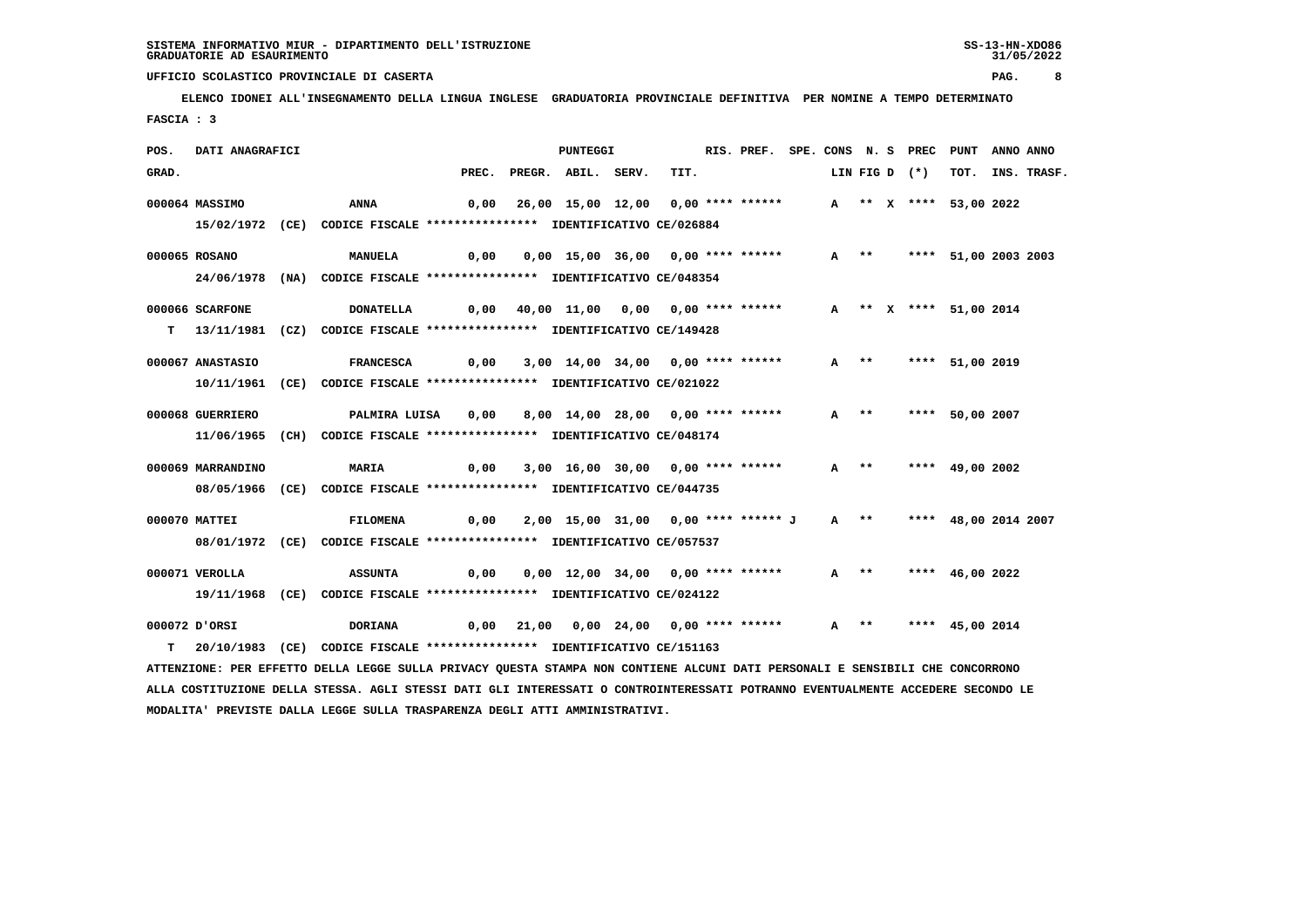SISTEMA INFORMATIVO MIUR - DIPARTIMENTO DELL'ISTRUZIONE
GRADUATORIE AD ESAURIMENTO

UFFICIO SCOLASTICO PROVINCIALE DI CASERTA

**ELENCO IDONEI ALL'INSEGNAMENTO DELLA LINGUA INGLESE GRADUATORIA PROVINCIALE DEFINITIVA PER NOMINE A TEMPO DETERMINATO**

**FASCIA : 3**

| POS. GRAD. | DATI ANAGRAFICI | | PREC. | PREGR. | ABIL. | SERV. | TIT. | RIS. PREF. | SPE. CONS | LIN | FIG D | N. S (*) | PREC | PUNT TOT. | ANNO INS. | ANNO TRASF. |
|---|---|---|---|---|---|---|---|---|---|---|---|---|---|---|---|---|
| 000064 | MASSIMO | ANNA | 0,00 | 26,00 | 15,00 | 12,00 | 0,00 | **** ****** | | A | ** | X | **** | 53,00 | 2022 | |
| | 15/02/1972 (CE) CODICE FISCALE **************** IDENTIFICATIVO CE/026884 | | | | | | | | | | | | | | | |
| 000065 | ROSANO | MANUELA | 0,00 | 0,00 | 15,00 | 36,00 | 0,00 | **** ****** | | A | ** | | **** | 51,00 | 2003 | 2003 |
| | 24/06/1978 (NA) CODICE FISCALE **************** IDENTIFICATIVO CE/048354 | | | | | | | | | | | | | | | |
| 000066 | SCARFONE | DONATELLA | 0,00 | 40,00 | 11,00 | 0,00 | 0,00 | **** ****** | | A | ** | X | **** | 51,00 | 2014 | |
| T | 13/11/1981 (CZ) CODICE FISCALE **************** IDENTIFICATIVO CE/149428 | | | | | | | | | | | | | | | |
| 000067 | ANASTASIO | FRANCESCA | 0,00 | 3,00 | 14,00 | 34,00 | 0,00 | **** ****** | | A | ** | | **** | 51,00 | 2019 | |
| | 10/11/1961 (CE) CODICE FISCALE **************** IDENTIFICATIVO CE/021022 | | | | | | | | | | | | | | | |
| 000068 | GUERRIERO | PALMIRA LUISA | 0,00 | 8,00 | 14,00 | 28,00 | 0,00 | **** ****** | | A | ** | | **** | 50,00 | 2007 | |
| | 11/06/1965 (CH) CODICE FISCALE **************** IDENTIFICATIVO CE/048174 | | | | | | | | | | | | | | | |
| 000069 | MARRANDINO | MARIA | 0,00 | 3,00 | 16,00 | 30,00 | 0,00 | **** ****** | | A | ** | | **** | 49,00 | 2002 | |
| | 08/05/1966 (CE) CODICE FISCALE **************** IDENTIFICATIVO CE/044735 | | | | | | | | | | | | | | | |
| 000070 | MATTEI | FILOMENA | 0,00 | 2,00 | 15,00 | 31,00 | 0,00 | **** ****** J | | A | ** | | **** | 48,00 | 2014 | 2007 |
| | 08/01/1972 (CE) CODICE FISCALE **************** IDENTIFICATIVO CE/057537 | | | | | | | | | | | | | | | |
| 000071 | VEROLLA | ASSUNTA | 0,00 | 0,00 | 12,00 | 34,00 | 0,00 | **** ****** | | A | ** | | **** | 46,00 | 2022 | |
| | 19/11/1968 (CE) CODICE FISCALE **************** IDENTIFICATIVO CE/024122 | | | | | | | | | | | | | | | |
| 000072 | D'ORSI | DORIANA | 0,00 | 21,00 | 0,00 | 24,00 | 0,00 | **** ****** | | A | ** | | **** | 45,00 | 2014 | |
| T | 20/10/1983 (CE) CODICE FISCALE **************** IDENTIFICATIVO CE/151163 | | | | | | | | | | | | | | | |

ATTENZIONE: PER EFFETTO DELLA LEGGE SULLA PRIVACY QUESTA STAMPA NON CONTIENE ALCUNI DATI PERSONALI E SENSIBILI CHE CONCORRONO ALLA COSTITUZIONE DELLA STESSA. AGLI STESSI DATI GLI INTERESSATI O CONTROINTERESSATI POTRANNO EVENTUALMENTE ACCEDERE SECONDO LE MODALITA' PREVISTE DALLA LEGGE SULLA TRASPARENZA DEGLI ATTI AMMINISTRATIVI.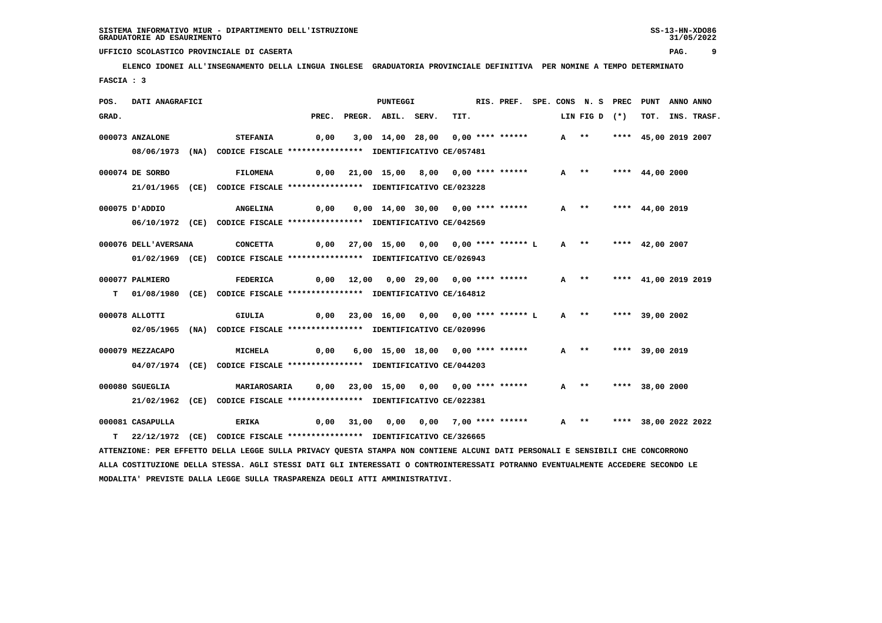SISTEMA INFORMATIVO MIUR - DIPARTIMENTO DELL'ISTRUZIONE
GRADUATORIE AD ESAURIMENTO

UFFICIO SCOLASTICO PROVINCIALE DI CASERTA

**ELENCO IDONEI ALL'INSEGNAMENTO DELLA LINGUA INGLESE GRADUATORIA PROVINCIALE DEFINITIVA PER NOMINE A TEMPO DETERMINATO**

FASCIA : 3

| POS. GRAD. | DATI ANAGRAFICI | | PREC. | PREGR. | ABIL. | SERV. | TIT. | RIS. PREF. | SPE. CONS | LIN | FIG D | N. S (*) | PREC | PUNT TOT. | ANNO INS. | ANNO TRASF. |
|---|---|---|---|---|---|---|---|---|---|---|---|---|---|---|---|---|
| 000073 | ANZALONE | STEFANIA | 0,00 | 3,00 | 14,00 | 28,00 | 0,00 | **** ****** | | A | ** | | **** | 45,00 | 2019 | 2007 |
| | 08/06/1973 (NA) CODICE FISCALE **************** IDENTIFICATIVO CE/057481 | | | | | | | | | | | | | | | |
| 000074 | DE SORBO | FILOMENA | 0,00 | 21,00 | 15,00 | 8,00 | 0,00 | **** ****** | | A | ** | | **** | 44,00 | 2000 | |
| | 21/01/1965 (CE) CODICE FISCALE **************** IDENTIFICATIVO CE/023228 | | | | | | | | | | | | | | | |
| 000075 | D'ADDIO | ANGELINA | 0,00 | 0,00 | 14,00 | 30,00 | 0,00 | **** ****** | | A | ** | | **** | 44,00 | 2019 | |
| | 06/10/1972 (CE) CODICE FISCALE **************** IDENTIFICATIVO CE/042569 | | | | | | | | | | | | | | | |
| 000076 | DELL'AVERSANA | CONCETTA | 0,00 | 27,00 | 15,00 | 0,00 | 0,00 | **** ****** L | | A | ** | | **** | 42,00 | 2007 | |
| | 01/02/1969 (CE) CODICE FISCALE **************** IDENTIFICATIVO CE/026943 | | | | | | | | | | | | | | | |
| 000077 | PALMIERO | FEDERICA | 0,00 | 12,00 | 0,00 | 29,00 | 0,00 | **** ****** | | A | ** | | **** | 41,00 | 2019 | 2019 |
| T | 01/08/1980 (CE) CODICE FISCALE **************** IDENTIFICATIVO CE/164812 | | | | | | | | | | | | | | | |
| 000078 | ALLOTTI | GIULIA | 0,00 | 23,00 | 16,00 | 0,00 | 0,00 | **** ****** L | | A | ** | | **** | 39,00 | 2002 | |
| | 02/05/1965 (NA) CODICE FISCALE **************** IDENTIFICATIVO CE/020996 | | | | | | | | | | | | | | | |
| 000079 | MEZZACAPO | MICHELA | 0,00 | 6,00 | 15,00 | 18,00 | 0,00 | **** ****** | | A | ** | | **** | 39,00 | 2019 | |
| | 04/07/1974 (CE) CODICE FISCALE **************** IDENTIFICATIVO CE/044203 | | | | | | | | | | | | | | | |
| 000080 | SGUEGLIA | MARIAROSARIA | 0,00 | 23,00 | 15,00 | 0,00 | 0,00 | **** ****** | | A | ** | | **** | 38,00 | 2000 | |
| | 21/02/1962 (CE) CODICE FISCALE **************** IDENTIFICATIVO CE/022381 | | | | | | | | | | | | | | | |
| 000081 | CASAPULLA | ERIKA | 0,00 | 31,00 | 0,00 | 0,00 | 7,00 | **** ****** | | A | ** | | **** | 38,00 | 2022 | 2022 |
| T | 22/12/1972 (CE) CODICE FISCALE **************** IDENTIFICATIVO CE/326665 | | | | | | | | | | | | | | | |

ATTENZIONE: PER EFFETTO DELLA LEGGE SULLA PRIVACY QUESTA STAMPA NON CONTIENE ALCUNI DATI PERSONALI E SENSIBILI CHE CONCORRONO ALLA COSTITUZIONE DELLA STESSA. AGLI STESSI DATI GLI INTERESSATI O CONTROINTERESSATI POTRANNO EVENTUALMENTE ACCEDERE SECONDO LE MODALITA' PREVISTE DALLA LEGGE SULLA TRASPARENZA DEGLI ATTI AMMINISTRATIVI.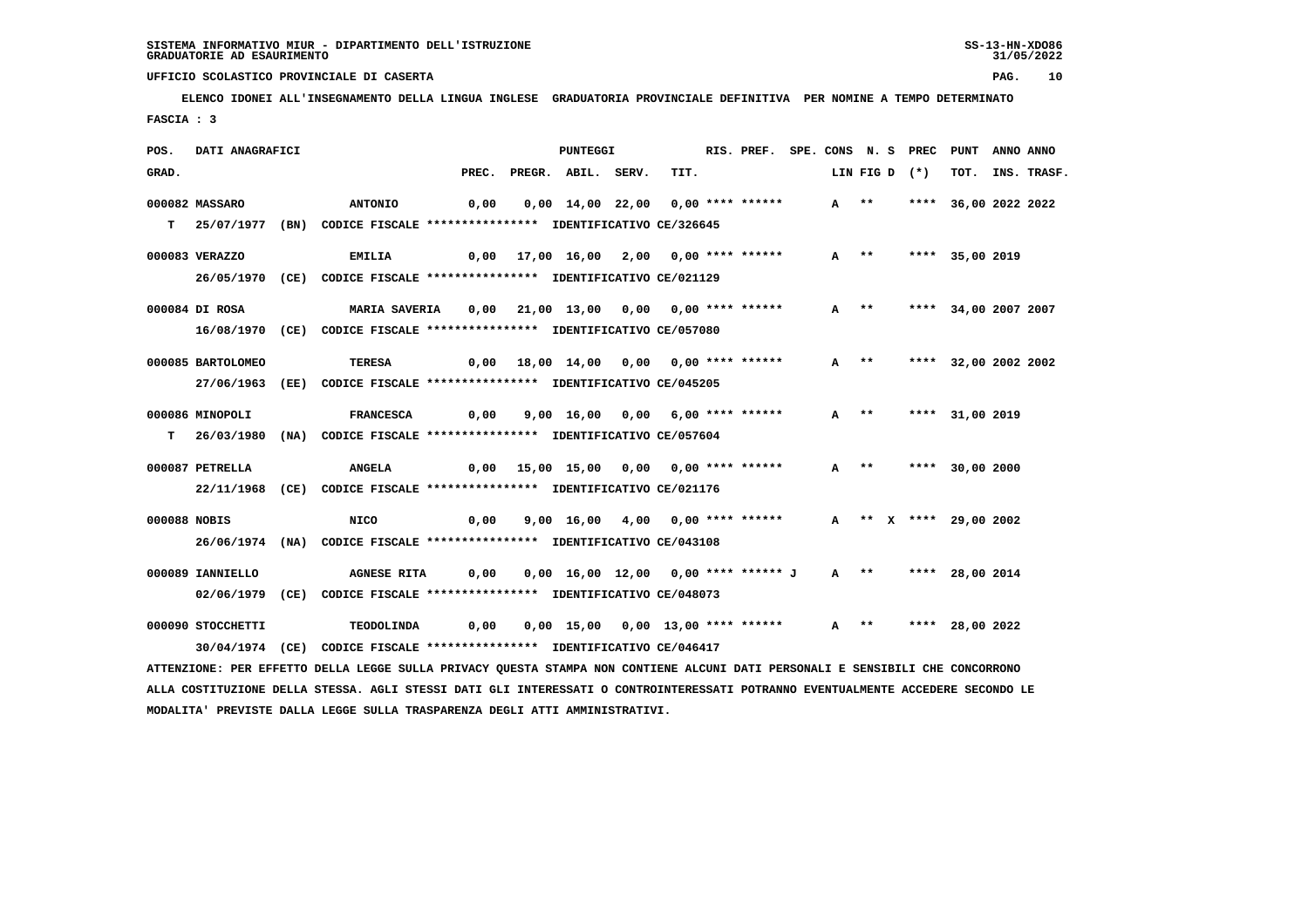SISTEMA INFORMATIVO MIUR - DIPARTIMENTO DELL'ISTRUZIONE
GRADUATORIE AD ESAURIMENTO

UFFICIO SCOLASTICO PROVINCIALE DI CASERTA

**ELENCO IDONEI ALL'INSEGNAMENTO DELLA LINGUA INGLESE GRADUATORIA PROVINCIALE DEFINITIVA PER NOMINE A TEMPO DETERMINATO**

FASCIA : 3

| POS. GRAD. | DATI ANAGRAFICI | | | PREC. | PREGR. | ABIL. | SERV. | TIT. | RIS. PREF. | SPE. CONS | LIN | FIG D | N. S (*) | PREC | PUNT TOT. | ANNO INS. | ANNO TRASF. |
|---|---|---|---|---|---|---|---|---|---|---|---|---|---|---|---|---|---|
| 000082 | MASSARO | ANTONIO | | 0,00 | 0,00 | 14,00 | 22,00 | 0,00 | **** ****** | | A | ** | | **** | 36,00 | 2022 | 2022 |
| T | 25/07/1977 (BN) | CODICE FISCALE **************** | IDENTIFICATIVO CE/326645 | | | | | | | | | | | | | | |
| 000083 | VERAZZO | EMILIA | | 0,00 | 17,00 | 16,00 | 2,00 | 0,00 | **** ****** | | A | ** | | **** | 35,00 | 2019 | |
| | 26/05/1970 (CE) | CODICE FISCALE **************** | IDENTIFICATIVO CE/021129 | | | | | | | | | | | | | | |
| 000084 | DI ROSA | MARIA SAVERIA | | 0,00 | 21,00 | 13,00 | 0,00 | 0,00 | **** ****** | | A | ** | | **** | 34,00 | 2007 | 2007 |
| | 16/08/1970 (CE) | CODICE FISCALE **************** | IDENTIFICATIVO CE/057080 | | | | | | | | | | | | | | |
| 000085 | BARTOLOMEO | TERESA | | 0,00 | 18,00 | 14,00 | 0,00 | 0,00 | **** ****** | | A | ** | | **** | 32,00 | 2002 | 2002 |
| | 27/06/1963 (EE) | CODICE FISCALE **************** | IDENTIFICATIVO CE/045205 | | | | | | | | | | | | | | |
| 000086 | MINOPOLI | FRANCESCA | | 0,00 | 9,00 | 16,00 | 0,00 | 6,00 | **** ****** | | A | ** | | **** | 31,00 | 2019 | |
| T | 26/03/1980 (NA) | CODICE FISCALE **************** | IDENTIFICATIVO CE/057604 | | | | | | | | | | | | | | |
| 000087 | PETRELLA | ANGELA | | 0,00 | 15,00 | 15,00 | 0,00 | 0,00 | **** ****** | | A | ** | | **** | 30,00 | 2000 | |
| | 22/11/1968 (CE) | CODICE FISCALE **************** | IDENTIFICATIVO CE/021176 | | | | | | | | | | | | | | |
| 000088 | NOBIS | NICO | | 0,00 | 9,00 | 16,00 | 4,00 | 0,00 | **** ****** | | A | ** | X | **** | 29,00 | 2002 | |
| | 26/06/1974 (NA) | CODICE FISCALE **************** | IDENTIFICATIVO CE/043108 | | | | | | | | | | | | | | |
| 000089 | IANNIELLO | AGNESE RITA | | 0,00 | 0,00 | 16,00 | 12,00 | 0,00 | **** ****** J | | A | ** | | **** | 28,00 | 2014 | |
| | 02/06/1979 (CE) | CODICE FISCALE **************** | IDENTIFICATIVO CE/048073 | | | | | | | | | | | | | | |
| 000090 | STOCCHETTI | TEODOLINDA | | 0,00 | 0,00 | 15,00 | 0,00 | 13,00 | **** ****** | | A | ** | | **** | 28,00 | 2022 | |
| | 30/04/1974 (CE) | CODICE FISCALE **************** | IDENTIFICATIVO CE/046417 | | | | | | | | | | | | | | |

ATTENZIONE: PER EFFETTO DELLA LEGGE SULLA PRIVACY QUESTA STAMPA NON CONTIENE ALCUNI DATI PERSONALI E SENSIBILI CHE CONCORRONO ALLA COSTITUZIONE DELLA STESSA. AGLI STESSI DATI GLI INTERESSATI O CONTROINTERESSATI POTRANNO EVENTUALMENTE ACCEDERE SECONDO LE MODALITA' PREVISTE DALLA LEGGE SULLA TRASPARENZA DEGLI ATTI AMMINISTRATIVI.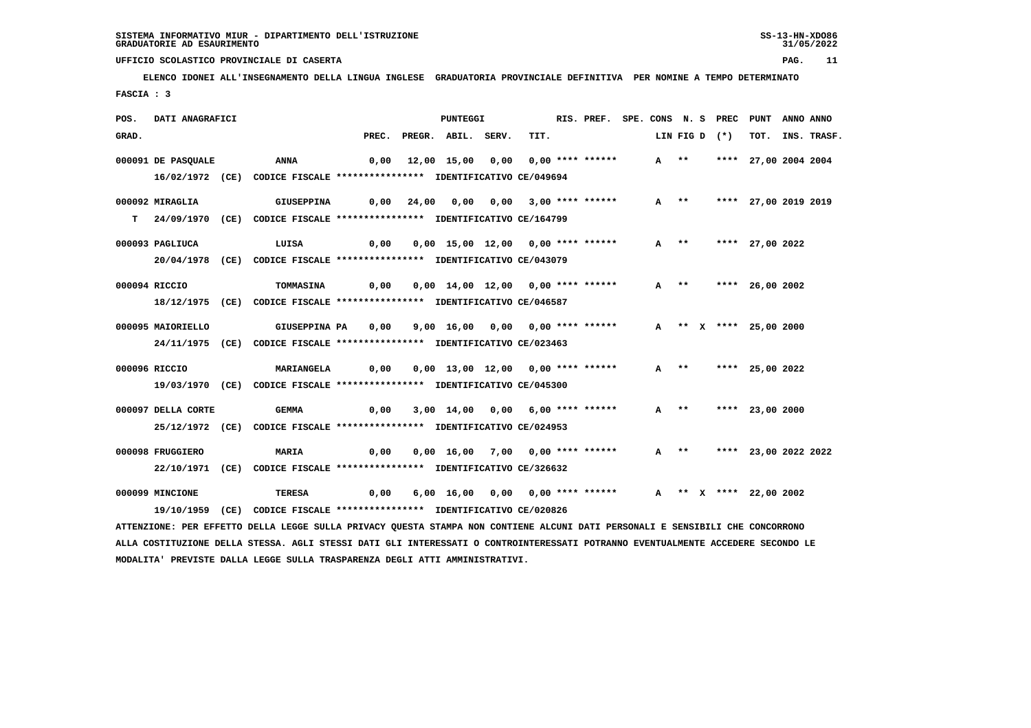SISTEMA INFORMATIVO MIUR - DIPARTIMENTO DELL'ISTRUZIONE
GRADUATORIE AD ESAURIMENTO

UFFICIO SCOLASTICO PROVINCIALE DI CASERTA

**ELENCO IDONEI ALL'INSEGNAMENTO DELLA LINGUA INGLESE GRADUATORIA PROVINCIALE DEFINITIVA PER NOMINE A TEMPO DETERMINATO**

FASCIA : 3

| POS. GRAD. | DATI ANAGRAFICI | | PREC. | PREGR. | ABIL. | SERV. | TIT. | RIS. PREF. | SPE. CONS | LIN | FIG D | N. S (*) | PREC | PUNT TOT. | ANNO INS. | ANNO TRASF. |
|---|---|---|---|---|---|---|---|---|---|---|---|---|---|---|---|---|
| 000091 | DE PASQUALE | ANNA | 0,00 | 12,00 | 15,00 | 0,00 | 0,00 | **** ****** | | A | ** | | **** | 27,00 | 2004 | 2004 |
| | 16/02/1972 (CE) CODICE FISCALE **************** IDENTIFICATIVO CE/049694 | | | | | | | | | | | | | | | |
| 000092 | MIRAGLIA | GIUSEPPINA | 0,00 | 24,00 | 0,00 | 0,00 | 3,00 | **** ****** | | A | ** | | **** | 27,00 | 2019 | 2019 |
| T | 24/09/1970 (CE) CODICE FISCALE **************** IDENTIFICATIVO CE/164799 | | | | | | | | | | | | | | | |
| 000093 | PAGLIUCA | LUISA | 0,00 | 0,00 | 15,00 | 12,00 | 0,00 | **** ****** | | A | ** | | **** | 27,00 | 2022 | |
| | 20/04/1978 (CE) CODICE FISCALE **************** IDENTIFICATIVO CE/043079 | | | | | | | | | | | | | | | |
| 000094 | RICCIO | TOMMASINA | 0,00 | 0,00 | 14,00 | 12,00 | 0,00 | **** ****** | | A | ** | | **** | 26,00 | 2002 | |
| | 18/12/1975 (CE) CODICE FISCALE **************** IDENTIFICATIVO CE/046587 | | | | | | | | | | | | | | | |
| 000095 | MAIORIELLO | GIUSEPPINA PA | 0,00 | 9,00 | 16,00 | 0,00 | 0,00 | **** ****** | | A | ** | X | **** | 25,00 | 2000 | |
| | 24/11/1975 (CE) CODICE FISCALE **************** IDENTIFICATIVO CE/023463 | | | | | | | | | | | | | | | |
| 000096 | RICCIO | MARIANGELA | 0,00 | 0,00 | 13,00 | 12,00 | 0,00 | **** ****** | | A | ** | | **** | 25,00 | 2022 | |
| | 19/03/1970 (CE) CODICE FISCALE **************** IDENTIFICATIVO CE/045300 | | | | | | | | | | | | | | | |
| 000097 | DELLA CORTE | GEMMA | 0,00 | 3,00 | 14,00 | 0,00 | 6,00 | **** ****** | | A | ** | | **** | 23,00 | 2000 | |
| | 25/12/1972 (CE) CODICE FISCALE **************** IDENTIFICATIVO CE/024953 | | | | | | | | | | | | | | | |
| 000098 | FRUGGIERO | MARIA | 0,00 | 0,00 | 16,00 | 7,00 | 0,00 | **** ****** | | A | ** | | **** | 23,00 | 2022 | 2022 |
| | 22/10/1971 (CE) CODICE FISCALE **************** IDENTIFICATIVO CE/326632 | | | | | | | | | | | | | | | |
| 000099 | MINCIONE | TERESA | 0,00 | 6,00 | 16,00 | 0,00 | 0,00 | **** ****** | | A | ** | X | **** | 22,00 | 2002 | |
| | 19/10/1959 (CE) CODICE FISCALE **************** IDENTIFICATIVO CE/020826 | | | | | | | | | | | | | | | |

ATTENZIONE: PER EFFETTO DELLA LEGGE SULLA PRIVACY QUESTA STAMPA NON CONTIENE ALCUNI DATI PERSONALI E SENSIBILI CHE CONCORRONO ALLA COSTITUZIONE DELLA STESSA. AGLI STESSI DATI GLI INTERESSATI O CONTROINTERESSATI POTRANNO EVENTUALMENTE ACCEDERE SECONDO LE MODALITA' PREVISTE DALLA LEGGE SULLA TRASPARENZA DEGLI ATTI AMMINISTRATIVI.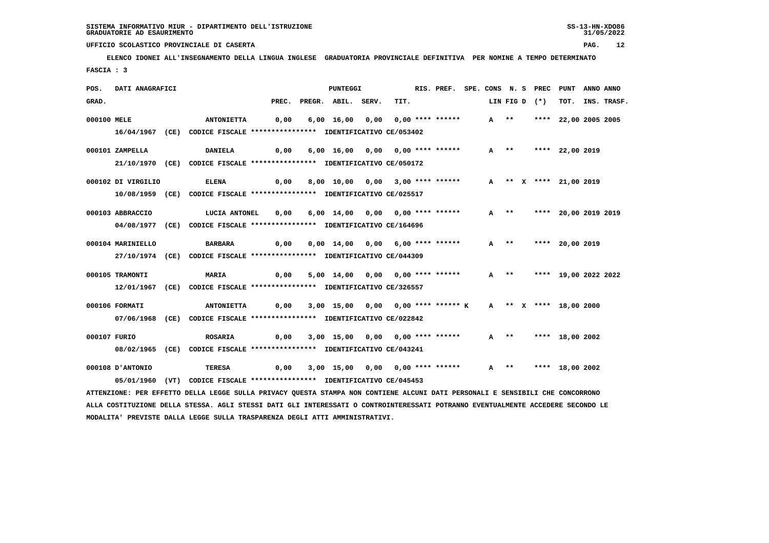SISTEMA INFORMATIVO MIUR - DIPARTIMENTO DELL'ISTRUZIONE
GRADUATORIE AD ESAURIMENTO

UFFICIO SCOLASTICO PROVINCIALE DI CASERTA

**ELENCO IDONEI ALL'INSEGNAMENTO DELLA LINGUA INGLESE GRADUATORIA PROVINCIALE DEFINITIVA PER NOMINE A TEMPO DETERMINATO**

FASCIA : 3

| POS. GRAD. | DATI ANAGRAFICI | | PREC. | PREGR. | ABIL. | SERV. | TIT. | RIS. PREF. | SPE. CONS | LIN | FIG D | N. S (*) | PREC | PUNT TOT. | ANNO INS. | ANNO TRASF. |
|---|---|---|---|---|---|---|---|---|---|---|---|---|---|---|---|---|
| 000100 | MELE | ANTONIETTA | 0,00 | 6,00 | 16,00 | 0,00 | 0,00 | **** ****** | | A | ** | | **** | 22,00 | 2005 | 2005 |
| | 16/04/1967 (CE) CODICE FISCALE **************** IDENTIFICATIVO CE/053402 | | | | | | | | | | | | | | | |
| 000101 | ZAMPELLA | DANIELA | 0,00 | 6,00 | 16,00 | 0,00 | 0,00 | **** ****** | | A | ** | | **** | 22,00 | 2019 | |
| | 21/10/1970 (CE) CODICE FISCALE **************** IDENTIFICATIVO CE/050172 | | | | | | | | | | | | | | | |
| 000102 | DI VIRGILIO | ELENA | 0,00 | 8,00 | 10,00 | 0,00 | 3,00 | **** ****** | | A | ** | X | **** | 21,00 | 2019 | |
| | 10/08/1959 (CE) CODICE FISCALE **************** IDENTIFICATIVO CE/025517 | | | | | | | | | | | | | | | |
| 000103 | ABBRACCIO | LUCIA ANTONEL | 0,00 | 6,00 | 14,00 | 0,00 | 0,00 | **** ****** | | A | ** | | **** | 20,00 | 2019 | 2019 |
| | 04/08/1977 (CE) CODICE FISCALE **************** IDENTIFICATIVO CE/164696 | | | | | | | | | | | | | | | |
| 000104 | MARINIELLO | BARBARA | 0,00 | 0,00 | 14,00 | 0,00 | 6,00 | **** ****** | | A | ** | | **** | 20,00 | 2019 | |
| | 27/10/1974 (CE) CODICE FISCALE **************** IDENTIFICATIVO CE/044309 | | | | | | | | | | | | | | | |
| 000105 | TRAMONTI | MARIA | 0,00 | 5,00 | 14,00 | 0,00 | 0,00 | **** ****** | | A | ** | | **** | 19,00 | 2022 | 2022 |
| | 12/01/1967 (CE) CODICE FISCALE **************** IDENTIFICATIVO CE/326557 | | | | | | | | | | | | | | | |
| 000106 | FORMATI | ANTONIETTA | 0,00 | 3,00 | 15,00 | 0,00 | 0,00 | **** ****** K | | A | ** | X | **** | 18,00 | 2000 | |
| | 07/06/1968 (CE) CODICE FISCALE **************** IDENTIFICATIVO CE/022842 | | | | | | | | | | | | | | | |
| 000107 | FURIO | ROSARIA | 0,00 | 3,00 | 15,00 | 0,00 | 0,00 | **** ****** | | A | ** | | **** | 18,00 | 2002 | |
| | 08/02/1965 (CE) CODICE FISCALE **************** IDENTIFICATIVO CE/043241 | | | | | | | | | | | | | | | |
| 000108 | D'ANTONIO | TERESA | 0,00 | 3,00 | 15,00 | 0,00 | 0,00 | **** ****** | | A | ** | | **** | 18,00 | 2002 | |
| | 05/01/1960 (VT) CODICE FISCALE **************** IDENTIFICATIVO CE/045453 | | | | | | | | | | | | | | | |

ATTENZIONE: PER EFFETTO DELLA LEGGE SULLA PRIVACY QUESTA STAMPA NON CONTIENE ALCUNI DATI PERSONALI E SENSIBILI CHE CONCORRONO ALLA COSTITUZIONE DELLA STESSA. AGLI STESSI DATI GLI INTERESSATI O CONTROINTERESSATI POTRANNO EVENTUALMENTE ACCEDERE SECONDO LE MODALITA' PREVISTE DALLA LEGGE SULLA TRASPARENZA DEGLI ATTI AMMINISTRATIVI.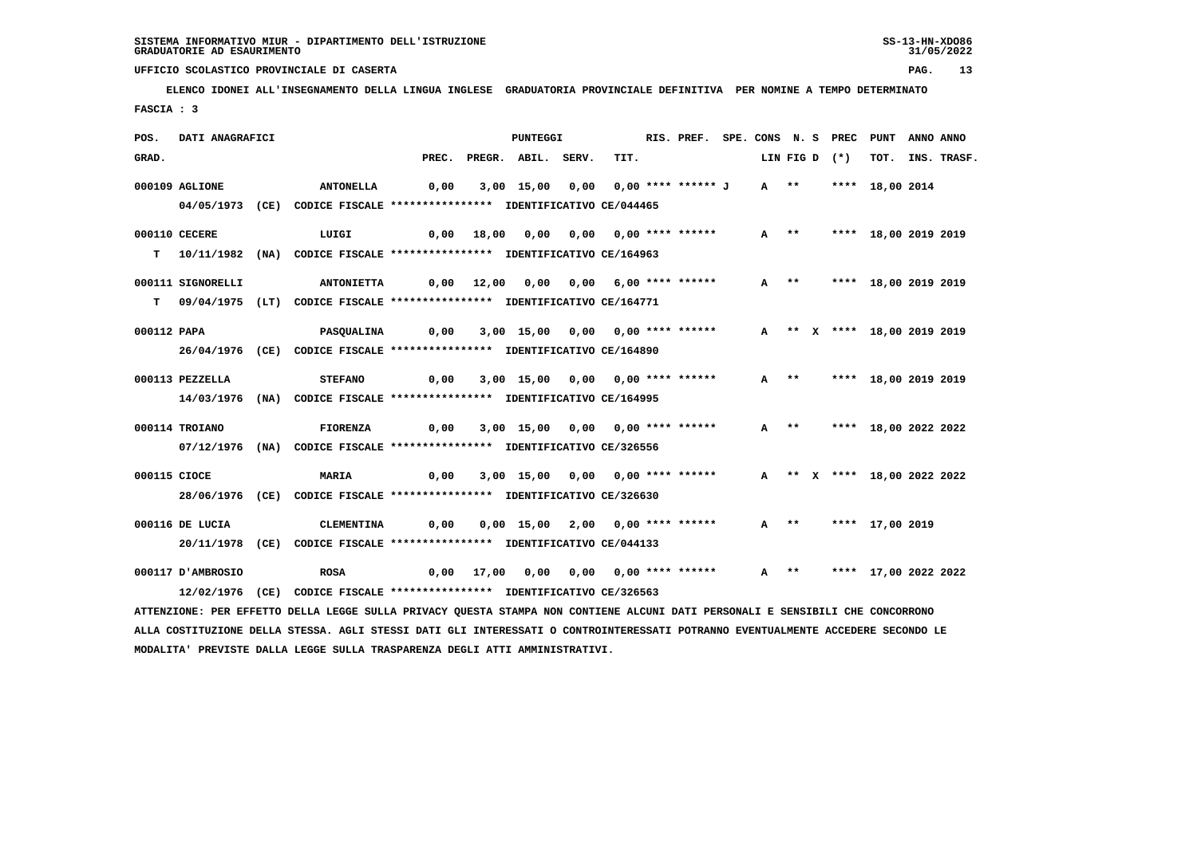SISTEMA INFORMATIVO MIUR - DIPARTIMENTO DELL'ISTRUZIONE
GRADUATORIE AD ESAURIMENTO

UFFICIO SCOLASTICO PROVINCIALE DI CASERTA

ELENCO IDONEI ALL'INSEGNAMENTO DELLA LINGUA INGLESE GRADUATORIA PROVINCIALE DEFINITIVA PER NOMINE A TEMPO DETERMINATO

FASCIA : 3

| POS. GRAD. | DATI ANAGRAFICI | | PREC. | PREGR. | ABIL. | SERV. | TIT. | RIS. PREF. | SPE. CONS | LIN | FIG D | N. S | PREC (*) | PUNT TOT. | ANNO INS. | ANNO TRASF. |
|---|---|---|---|---|---|---|---|---|---|---|---|---|---|---|---|---|
| 000109 | AGLIONE | ANTONELLA | 0,00 | 3,00 | 15,00 | 0,00 | 0,00 | **** ****** J | | A | ** | | **** | 18,00 | 2014 | |
| | 04/05/1973 (CE) CODICE FISCALE **************** IDENTIFICATIVO CE/044465 | | | | | | | | | | | | | | | |
| 000110 | CECERE | LUIGI | 0,00 | 18,00 | 0,00 | 0,00 | 0,00 | **** ****** | | A | ** | | **** | 18,00 | 2019 | 2019 |
| T | 10/11/1982 (NA) CODICE FISCALE **************** IDENTIFICATIVO CE/164963 | | | | | | | | | | | | | | | |
| 000111 | SIGNORELLI | ANTONIETTA | 0,00 | 12,00 | 0,00 | 0,00 | 6,00 | **** ****** | | A | ** | | **** | 18,00 | 2019 | 2019 |
| T | 09/04/1975 (LT) CODICE FISCALE **************** IDENTIFICATIVO CE/164771 | | | | | | | | | | | | | | | |
| 000112 | PAPA | PASQUALINA | 0,00 | 3,00 | 15,00 | 0,00 | 0,00 | **** ****** | | A | ** | X | **** | 18,00 | 2019 | 2019 |
| | 26/04/1976 (CE) CODICE FISCALE **************** IDENTIFICATIVO CE/164890 | | | | | | | | | | | | | | | |
| 000113 | PEZZELLA | STEFANO | 0,00 | 3,00 | 15,00 | 0,00 | 0,00 | **** ****** | | A | ** | | **** | 18,00 | 2019 | 2019 |
| | 14/03/1976 (NA) CODICE FISCALE **************** IDENTIFICATIVO CE/164995 | | | | | | | | | | | | | | | |
| 000114 | TROIANO | FIORENZA | 0,00 | 3,00 | 15,00 | 0,00 | 0,00 | **** ****** | | A | ** | | **** | 18,00 | 2022 | 2022 |
| | 07/12/1976 (NA) CODICE FISCALE **************** IDENTIFICATIVO CE/326556 | | | | | | | | | | | | | | | |
| 000115 | CIOCE | MARIA | 0,00 | 3,00 | 15,00 | 0,00 | 0,00 | **** ****** | | A | ** | X | **** | 18,00 | 2022 | 2022 |
| | 28/06/1976 (CE) CODICE FISCALE **************** IDENTIFICATIVO CE/326630 | | | | | | | | | | | | | | | |
| 000116 | DE LUCIA | CLEMENTINA | 0,00 | 0,00 | 15,00 | 2,00 | 0,00 | **** ****** | | A | ** | | **** | 17,00 | 2019 | |
| | 20/11/1978 (CE) CODICE FISCALE **************** IDENTIFICATIVO CE/044133 | | | | | | | | | | | | | | | |
| 000117 | D'AMBROSIO | ROSA | 0,00 | 17,00 | 0,00 | 0,00 | 0,00 | **** ****** | | A | ** | | **** | 17,00 | 2022 | 2022 |
| | 12/02/1976 (CE) CODICE FISCALE **************** IDENTIFICATIVO CE/326563 | | | | | | | | | | | | | | | |

ATTENZIONE: PER EFFETTO DELLA LEGGE SULLA PRIVACY QUESTA STAMPA NON CONTIENE ALCUNI DATI PERSONALI E SENSIBILI CHE CONCORRONO ALLA COSTITUZIONE DELLA STESSA. AGLI STESSI DATI GLI INTERESSATI O CONTROINTERESSATI POTRANNO EVENTUALMENTE ACCEDERE SECONDO LE MODALITA' PREVISTE DALLA LEGGE SULLA TRASPARENZA DEGLI ATTI AMMINISTRATIVI.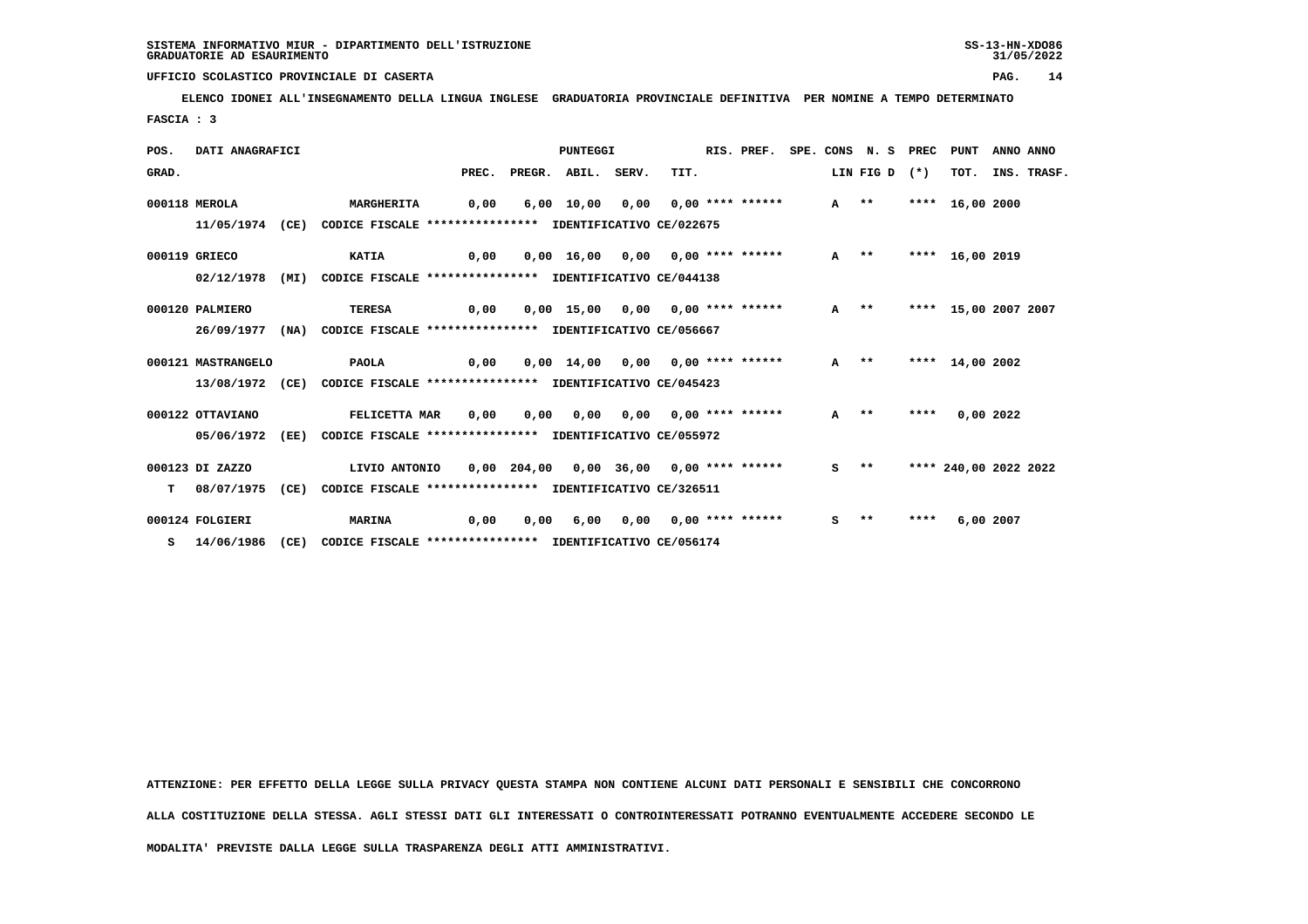SISTEMA INFORMATIVO MIUR - DIPARTIMENTO DELL'ISTRUZIONE
GRADUATORIE AD ESAURIMENTO

UFFICIO SCOLASTICO PROVINCIALE DI CASERTA

**ELENCO IDONEI ALL'INSEGNAMENTO DELLA LINGUA INGLESE GRADUATORIA PROVINCIALE DEFINITIVA PER NOMINE A TEMPO DETERMINATO**

**FASCIA : 3**

| POS. GRAD. | DATI ANAGRAFICI | | PREC. | PREGR. | ABIL. | SERV. | TIT. | RIS. PREF. | SPE. CONS | LIN | N. S FIG D | PREC (*) | PUNT TOT. | ANNO INS. | ANNO TRASF. |
|---|---|---|---|---|---|---|---|---|---|---|---|---|---|---|---|
| 000118 | MEROLA | MARGHERITA | 0,00 | 6,00 | 10,00 | 0,00 | 0,00 | **** ****** | | A | ** | **** | 16,00 | 2000 | |
| | 11/05/1974 (CE) | CODICE FISCALE **************** IDENTIFICATIVO CE/022675 | | | | | | | | | | | | | |
| 000119 | GRIECO | KATIA | 0,00 | 0,00 | 16,00 | 0,00 | 0,00 | **** ****** | | A | ** | **** | 16,00 | 2019 | |
| | 02/12/1978 (MI) | CODICE FISCALE **************** IDENTIFICATIVO CE/044138 | | | | | | | | | | | | | |
| 000120 | PALMIERO | TERESA | 0,00 | 0,00 | 15,00 | 0,00 | 0,00 | **** ****** | | A | ** | **** | 15,00 | 2007 | 2007 |
| | 26/09/1977 (NA) | CODICE FISCALE **************** IDENTIFICATIVO CE/056667 | | | | | | | | | | | | | |
| 000121 | MASTRANGELO | PAOLA | 0,00 | 0,00 | 14,00 | 0,00 | 0,00 | **** ****** | | A | ** | **** | 14,00 | 2002 | |
| | 13/08/1972 (CE) | CODICE FISCALE **************** IDENTIFICATIVO CE/045423 | | | | | | | | | | | | | |
| 000122 | OTTAVIANO | FELICETTA MAR | 0,00 | 0,00 | 0,00 | 0,00 | 0,00 | **** ****** | | A | ** | **** | 0,00 | 2022 | |
| | 05/06/1972 (EE) | CODICE FISCALE **************** IDENTIFICATIVO CE/055972 | | | | | | | | | | | | | |
| 000123 | DI ZAZZO | LIVIO ANTONIO | 0,00 | 204,00 | 0,00 | 36,00 | 0,00 | **** ****** | | S | ** | **** | 240,00 | 2022 | 2022 |
| T | 08/07/1975 (CE) | CODICE FISCALE **************** IDENTIFICATIVO CE/326511 | | | | | | | | | | | | | |
| 000124 | FOLGIERI | MARINA | 0,00 | 0,00 | 6,00 | 0,00 | 0,00 | **** ****** | | S | ** | **** | 6,00 | 2007 | |
| S | 14/06/1986 (CE) | CODICE FISCALE **************** IDENTIFICATIVO CE/056174 | | | | | | | | | | | | | |

ATTENZIONE: PER EFFETTO DELLA LEGGE SULLA PRIVACY QUESTA STAMPA NON CONTIENE ALCUNI DATI PERSONALI E SENSIBILI CHE CONCORRONO ALLA COSTITUZIONE DELLA STESSA. AGLI STESSI DATI GLI INTERESSATI O CONTROINTERESSATI POTRANNO EVENTUALMENTE ACCEDERE SECONDO LE MODALITA' PREVISTE DALLA LEGGE SULLA TRASPARENZA DEGLI ATTI AMMINISTRATIVI.